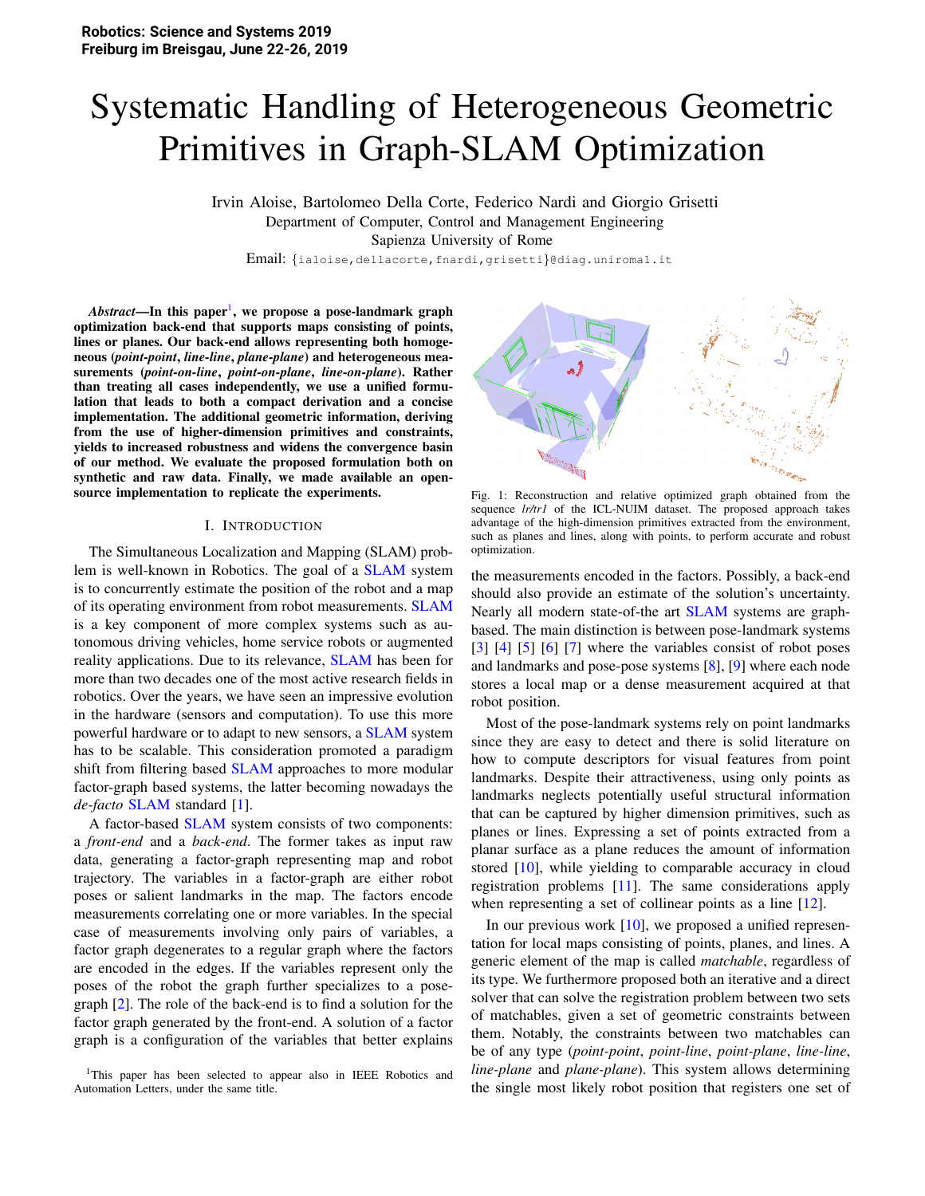# Systematic Handling of Heterogeneous Geometric Primitives in Graph-SLAM Optimization

Irvin Aloise, Bartolomeo Della Corte, Federico Nardi and Giorgio Grisetti
Department of Computer, Control and Management Engineering
Sapienza University of Rome
Email: {ialoise,dellacorte,fnardi,grisetti}@diag.uniroma1.it

***Abstract*—In this paper[1], we propose a pose-landmark graph optimization back-end that supports maps consisting of points, lines or planes. Our back-end allows representing both homogeneous (*point-point*, *line-line*, *plane-plane*) and heterogeneous measurements (*point-on-line*, *point-on-plane*, *line-on-plane*). Rather than treating all cases independently, we use a unified formulation that leads to both a compact derivation and a concise implementation. The additional geometric information, deriving from the use of higher-dimension primitives and constraints, yields to increased robustness and widens the convergence basin of our method. We evaluate the proposed formulation both on synthetic and raw data. Finally, we made available an open-source implementation to replicate the experiments.**

## I. Introduction

The Simultaneous Localization and Mapping (SLAM) problem is well-known in Robotics. The goal of a SLAM system is to concurrently estimate the position of the robot and a map of its operating environment from robot measurements. SLAM is a key component of more complex systems such as autonomous driving vehicles, home service robots or augmented reality applications. Due to its relevance, SLAM has been for more than two decades one of the most active research fields in robotics. Over the years, we have seen an impressive evolution in the hardware (sensors and computation). To use this more powerful hardware or to adapt to new sensors, a SLAM system has to be scalable. This consideration promoted a paradigm shift from filtering based SLAM approaches to more modular factor-graph based systems, the latter becoming nowadays the *de-facto* SLAM standard [1].

A factor-based SLAM system consists of two components: a *front-end* and a *back-end*. The former takes as input raw data, generating a factor-graph representing map and robot trajectory. The variables in a factor-graph are either robot poses or salient landmarks in the map. The factors encode measurements correlating one or more variables. In the special case of measurements involving only pairs of variables, a factor graph degenerates to a regular graph where the factors are encoded in the edges. If the variables represent only the poses of the robot the graph further specializes to a pose-graph [2]. The role of the back-end is to find a solution for the factor graph generated by the front-end. A solution of a factor graph is a configuration of the variables that better explains

Fig. 1: Reconstruction and relative optimized graph obtained from the sequence *lr/tr1* of the ICL-NUIM dataset. The proposed approach takes advantage of the high-dimension primitives extracted from the environment, such as planes and lines, along with points, to perform accurate and robust optimization.

the measurements encoded in the factors. Possibly, a back-end should also provide an estimate of the solution's uncertainty. Nearly all modern state-of-the art SLAM systems are graph-based. The main distinction is between pose-landmark systems [3] [4] [5] [6] [7] where the variables consist of robot poses and landmarks and pose-pose systems [8], [9] where each node stores a local map or a dense measurement acquired at that robot position.

Most of the pose-landmark systems rely on point landmarks since they are easy to detect and there is solid literature on how to compute descriptors for visual features from point landmarks. Despite their attractiveness, using only points as landmarks neglects potentially useful structural information that can be captured by higher dimension primitives, such as planes or lines. Expressing a set of points extracted from a planar surface as a plane reduces the amount of information stored [10], while yielding to comparable accuracy in cloud registration problems [11]. The same considerations apply when representing a set of collinear points as a line [12].

In our previous work [10], we proposed a unified representation for local maps consisting of points, planes, and lines. A generic element of the map is called *matchable*, regardless of its type. We furthermore proposed both an iterative and a direct solver that can solve the registration problem between two sets of matchables, given a set of geometric constraints between them. Notably, the constraints between two matchables can be of any type (*point-point*, *point-line*, *point-plane*, *line-line*, *line-plane* and *plane-plane*). This system allows determining the single most likely robot position that registers one set of

[1] This paper has been selected to appear also in IEEE Robotics and Automation Letters, under the same title.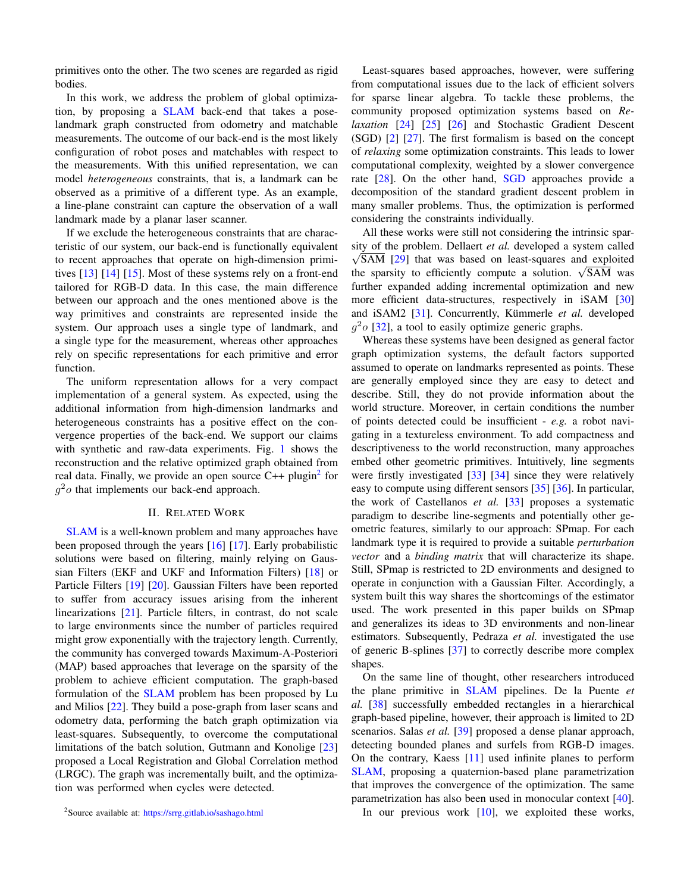primitives onto the other. The two scenes are regarded as rigid bodies.

In this work, we address the problem of global optimization, by proposing a SLAM back-end that takes a pose-landmark graph constructed from odometry and matchable measurements. The outcome of our back-end is the most likely configuration of robot poses and matchables with respect to the measurements. With this unified representation, we can model *heterogeneous* constraints, that is, a landmark can be observed as a primitive of a different type. As an example, a line-plane constraint can capture the observation of a wall landmark made by a planar laser scanner.

If we exclude the heterogeneous constraints that are characteristic of our system, our back-end is functionally equivalent to recent approaches that operate on high-dimension primitives [13] [14] [15]. Most of these systems rely on a front-end tailored for RGB-D data. In this case, the main difference between our approach and the ones mentioned above is the way primitives and constraints are represented inside the system. Our approach uses a single type of landmark, and a single type for the measurement, whereas other approaches rely on specific representations for each primitive and error function.

The uniform representation allows for a very compact implementation of a general system. As expected, using the additional information from high-dimension landmarks and heterogeneous constraints has a positive effect on the convergence properties of the back-end. We support our claims with synthetic and raw-data experiments. Fig. 1 shows the reconstruction and the relative optimized graph obtained from real data. Finally, we provide an open source C++ plugin[2] for $g^2o$ that implements our back-end approach.

## II. Related Work

SLAM is a well-known problem and many approaches have been proposed through the years [16] [17]. Early probabilistic solutions were based on filtering, mainly relying on Gaussian Filters (EKF and UKF and Information Filters) [18] or Particle Filters [19] [20]. Gaussian Filters have been reported to suffer from accuracy issues arising from the inherent linearizations [21]. Particle filters, in contrast, do not scale to large environments since the number of particles required might grow exponentially with the trajectory length. Currently, the community has converged towards Maximum-A-Posteriori (MAP) based approaches that leverage on the sparsity of the problem to achieve efficient computation. The graph-based formulation of the SLAM problem has been proposed by Lu and Milios [22]. They build a pose-graph from laser scans and odometry data, performing the batch graph optimization via least-squares. Subsequently, to overcome the computational limitations of the batch solution, Gutmann and Konolige [23] proposed a Local Registration and Global Correlation method (LRGC). The graph was incrementally built, and the optimization was performed when cycles were detected.

Least-squares based approaches, however, were suffering from computational issues due to the lack of efficient solvers for sparse linear algebra. To tackle these problems, the community proposed optimization systems based on *Relaxation* [24] [25] [26] and Stochastic Gradient Descent (SGD) [2] [27]. The first formalism is based on the concept of *relaxing* some optimization constraints. This leads to lower computational complexity, weighted by a slower convergence rate [28]. On the other hand, SGD approaches provide a decomposition of the standard gradient descent problem in many smaller problems. Thus, the optimization is performed considering the constraints individually.

All these works were still not considering the intrinsic sparsity of the problem. Dellaert *et al.* developed a system called $\sqrt{\text{SAM}}$ [29] that was based on least-squares and exploited the sparsity to efficiently compute a solution. $\sqrt{\text{SAM}}$ was further expanded adding incremental optimization and new more efficient data-structures, respectively in iSAM [30] and iSAM2 [31]. Concurrently, Kümmerle *et al.* developed $g^2o$ [32], a tool to easily optimize generic graphs.

Whereas these systems have been designed as general factor graph optimization systems, the default factors supported assumed to operate on landmarks represented as points. These are generally employed since they are easy to detect and describe. Still, they do not provide information about the world structure. Moreover, in certain conditions the number of points detected could be insufficient - *e.g.* a robot navigating in a textureless environment. To add compactness and descriptiveness to the world reconstruction, many approaches embed other geometric primitives. Intuitively, line segments were firstly investigated [33] [34] since they were relatively easy to compute using different sensors [35] [36]. In particular, the work of Castellanos *et al.* [33] proposes a systematic paradigm to describe line-segments and potentially other geometric features, similarly to our approach: SPmap. For each landmark type it is required to provide a suitable *perturbation vector* and a *binding matrix* that will characterize its shape. Still, SPmap is restricted to 2D environments and designed to operate in conjunction with a Gaussian Filter. Accordingly, a system built this way shares the shortcomings of the estimator used. The work presented in this paper builds on SPmap and generalizes its ideas to 3D environments and non-linear estimators. Subsequently, Pedraza *et al.* investigated the use of generic B-splines [37] to correctly describe more complex shapes.

On the same line of thought, other researchers introduced the plane primitive in SLAM pipelines. De la Puente *et al.* [38] successfully embedded rectangles in a hierarchical graph-based pipeline, however, their approach is limited to 2D scenarios. Salas *et al.* [39] proposed a dense planar approach, detecting bounded planes and surfels from RGB-D images. On the contrary, Kaess [11] used infinite planes to perform SLAM, proposing a quaternion-based plane parametrization that improves the convergence of the optimization. The same parametrization has also been used in monocular context [40].

In our previous work [10], we exploited these works,

[2] Source available at: https://srrg.gitlab.io/sashago.html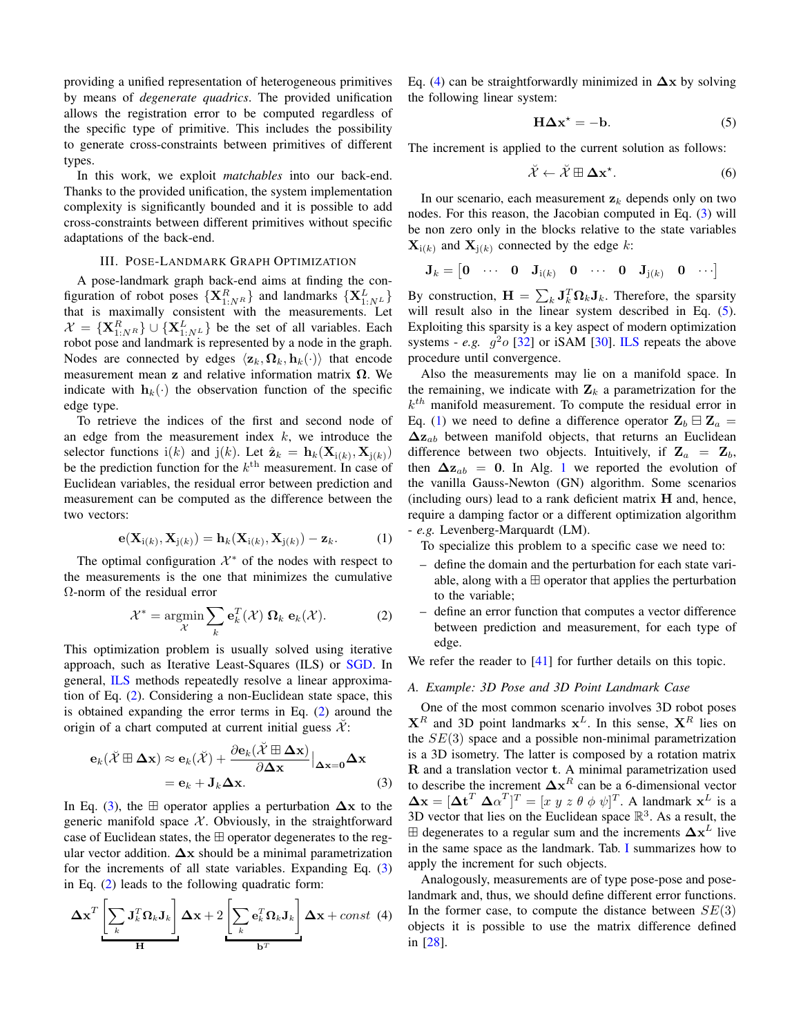providing a unified representation of heterogeneous primitives by means of *degenerate quadrics*. The provided unification allows the registration error to be computed regardless of the specific type of primitive. This includes the possibility to generate cross-constraints between primitives of different types.

In this work, we exploit *matchables* into our back-end. Thanks to the provided unification, the system implementation complexity is significantly bounded and it is possible to add cross-constraints between different primitives without specific adaptations of the back-end.

## III. Pose-Landmark Graph Optimization

A pose-landmark graph back-end aims at finding the configuration of robot poses $\{\mathbf{X}^R_{1:N^R}\}$ and landmarks $\{\mathbf{X}^L_{1:N^L}\}$ that is maximally consistent with the measurements. Let $\mathcal{X} = \{\mathbf{X}^R_{1:N^R}\} \cup \{\mathbf{X}^L_{1:N^L}\}$ be the set of all variables. Each robot pose and landmark is represented by a node in the graph. Nodes are connected by edges $\langle \mathbf{z}_k, \mathbf{\Omega}_k, \mathbf{h}_k(\cdot)\rangle$ that encode measurement mean $\mathbf{z}$ and relative information matrix $\mathbf{\Omega}$. We indicate with $\mathbf{h}_k(\cdot)$ the observation function of the specific edge type.

To retrieve the indices of the first and second node of an edge from the measurement index $k$, we introduce the selector functions $\mathrm{i}(k)$ and $\mathrm{j}(k)$. Let $\hat{\mathbf{z}}_k = \mathbf{h}_k(\mathbf{X}_{\mathrm{i}(k)}, \mathbf{X}_{\mathrm{j}(k)})$ be the prediction function for the $k^{\text{th}}$ measurement. In case of Euclidean variables, the residual error between prediction and measurement can be computed as the difference between the two vectors:

$$\mathbf{e}(\mathbf{X}_{\mathrm{i}(k)}, \mathbf{X}_{\mathrm{j}(k)}) = \mathbf{h}_k(\mathbf{X}_{\mathrm{i}(k)}, \mathbf{X}_{\mathrm{j}(k)}) - \mathbf{z}_k. \tag{1}$$

The optimal configuration $\mathcal{X}^*$ of the nodes with respect to the measurements is the one that minimizes the cumulative $\Omega$-norm of the residual error

$$\mathcal{X}^* = \underset{\mathcal{X}}{\operatorname{argmin}} \sum_k \mathbf{e}_k^T(\mathcal{X})\ \mathbf{\Omega}_k\ \mathbf{e}_k(\mathcal{X}). \tag{2}$$

This optimization problem is usually solved using iterative approach, such as Iterative Least-Squares (ILS) or SGD. In general, ILS methods repeatedly resolve a linear approximation of Eq. (2). Considering a non-Euclidean state space, this is obtained expanding the error terms in Eq. (2) around the origin of a chart computed at current initial guess $\breve{\mathcal{X}}$:

$$\begin{aligned}\mathbf{e}_k(\breve{\mathcal{X}} \boxplus \mathbf{\Delta x}) &\approx \mathbf{e}_k(\breve{\mathcal{X}}) + \frac{\partial \mathbf{e}_k(\breve{\mathcal{X}} \boxplus \mathbf{\Delta x})}{\partial \mathbf{\Delta x}}\Big|_{\mathbf{\Delta x}=\mathbf{0}} \mathbf{\Delta x} \\ &= \mathbf{e}_k + \mathbf{J}_k \mathbf{\Delta x}.\end{aligned} \tag{3}$$

In Eq. (3), the $\boxplus$ operator applies a perturbation $\mathbf{\Delta x}$ to the generic manifold space $\mathcal{X}$. Obviously, in the straightforward case of Euclidean states, the $\boxplus$ operator degenerates to the regular vector addition. $\mathbf{\Delta x}$ should be a minimal parametrization for the increments of all state variables. Expanding Eq. (3) in Eq. (2) leads to the following quadratic form:

$$\mathbf{\Delta x}^T \underbrace{\left[\sum_k \mathbf{J}_k^T \mathbf{\Omega}_k \mathbf{J}_k\right]}_{\mathbf{H}} \mathbf{\Delta x} + 2 \underbrace{\left[\sum_k \mathbf{e}_k^T \mathbf{\Omega}_k \mathbf{J}_k\right]}_{\mathbf{b}^T} \mathbf{\Delta x} + const \tag{4}$$

Eq. (4) can be straightforwardly minimized in $\mathbf{\Delta x}$ by solving the following linear system:

$$\mathbf{H}\mathbf{\Delta x}^\star = -\mathbf{b}. \tag{5}$$

The increment is applied to the current solution as follows:

$$\breve{\mathcal{X}} \leftarrow \breve{\mathcal{X}} \boxplus \mathbf{\Delta x}^\star. \tag{6}$$

In our scenario, each measurement $\mathbf{z}_k$ depends only on two nodes. For this reason, the Jacobian computed in Eq. (3) will be non zero only in the blocks relative to the state variables $\mathbf{X}_{\mathrm{i}(k)}$ and $\mathbf{X}_{\mathrm{j}(k)}$ connected by the edge $k$:

$$\mathbf{J}_k = \begin{bmatrix}\mathbf{0} & \cdots & \mathbf{0} & \mathbf{J}_{\mathrm{i}(k)} & \mathbf{0} & \cdots & \mathbf{0} & \mathbf{J}_{\mathrm{j}(k)} & \mathbf{0} & \cdots\end{bmatrix}$$

By construction, $\mathbf{H} = \sum_k \mathbf{J}_k^T \mathbf{\Omega}_k \mathbf{J}_k$. Therefore, the sparsity will result also in the linear system described in Eq. (5). Exploiting this sparsity is a key aspect of modern optimization systems - *e.g.* $g^2o$ [32] or iSAM [30]. ILS repeats the above procedure until convergence.

Also the measurements may lie on a manifold space. In the remaining, we indicate with $\mathbf{Z}_k$ a parametrization for the $k^{th}$ manifold measurement. To compute the residual error in Eq. (1) we need to define a difference operator $\mathbf{Z}_b \boxminus \mathbf{Z}_a = \mathbf{\Delta z}_{ab}$ between manifold objects, that returns an Euclidean difference between two objects. Intuitively, if $\mathbf{Z}_a = \mathbf{Z}_b$, then $\mathbf{\Delta z}_{ab} = \mathbf{0}$. In Alg. 1 we reported the evolution of the vanilla Gauss-Newton (GN) algorithm. Some scenarios (including ours) lead to a rank deficient matrix $\mathbf{H}$ and, hence, require a damping factor or a different optimization algorithm - *e.g.* Levenberg-Marquardt (LM).

To specialize this problem to a specific case we need to:

- define the domain and the perturbation for each state variable, along with a $\boxplus$ operator that applies the perturbation to the variable;
- define an error function that computes a vector difference between prediction and measurement, for each type of edge.

We refer the reader to [41] for further details on this topic.

### A. Example: 3D Pose and 3D Point Landmark Case

One of the most common scenario involves 3D robot poses $\mathbf{X}^R$ and 3D point landmarks $\mathbf{x}^L$. In this sense, $\mathbf{X}^R$ lies on the $SE(3)$ space and a possible non-minimal parametrization is a 3D isometry. The latter is composed by a rotation matrix $\mathbf{R}$ and a translation vector $\mathbf{t}$. A minimal parametrization used to describe the increment $\mathbf{\Delta x}^R$ can be a 6-dimensional vector $\mathbf{\Delta x} = [\mathbf{\Delta t}^T\ \mathbf{\Delta}\alpha^T]^T = [x\ y\ z\ \theta\ \phi\ \psi]^T$. A landmark $\mathbf{x}^L$ is a 3D vector that lies on the Euclidean space $\mathbb{R}^3$. As a result, the $\boxplus$ degenerates to a regular sum and the increments $\mathbf{\Delta x}^L$ live in the same space as the landmark. Tab. I summarizes how to apply the increment for such objects.

Analogously, measurements are of type pose-pose and pose-landmark and, thus, we should define different error functions. In the former case, to compute the distance between $SE(3)$ objects it is possible to use the matrix difference defined in [28].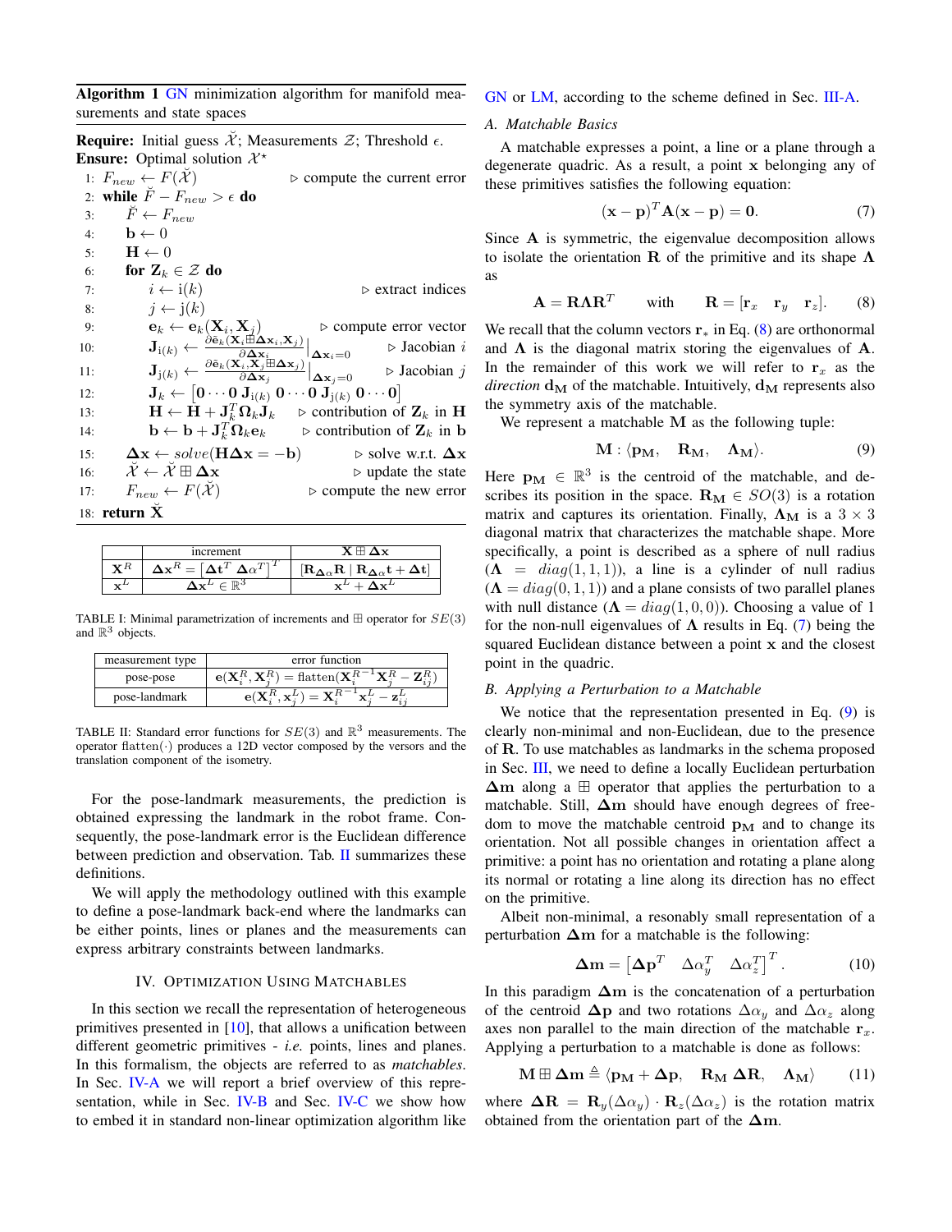**Algorithm 1** GN minimization algorithm for manifold measurements and state spaces

**Require:** Initial guess $\breve{\mathcal{X}}$; Measurements $\mathcal{Z}$; Threshold $\epsilon$.
**Ensure:** Optimal solution $\mathcal{X}^\star$

1: $F_{new} \leftarrow F(\breve{\mathcal{X}})$ ▷ compute the current error
2: **while** $\breve{F} - F_{new} > \epsilon$ **do**
3: $\quad \breve{F} \leftarrow F_{new}$
4: $\quad \mathbf{b} \leftarrow 0$
5: $\quad \mathbf{H} \leftarrow 0$
6: $\quad$ **for** $\mathbf{Z}_k \in \mathcal{Z}$ **do**
7: $\quad\quad i \leftarrow \mathrm{i}(k)$ ▷ extract indices
8: $\quad\quad j \leftarrow \mathrm{j}(k)$
9: $\quad\quad \mathbf{e}_k \leftarrow \mathbf{e}_k(\mathbf{X}_i, \mathbf{X}_j)$ ▷ compute error vector
10: $\quad\quad \mathbf{J}_{\mathrm{i}(k)} \leftarrow \left.\frac{\partial \tilde{\mathbf{e}}_k(\mathbf{X}_i \boxplus \Delta\mathbf{x}_i, \mathbf{X}_j)}{\partial \Delta\mathbf{x}_i}\right|_{\Delta\mathbf{x}_i=0}$ ▷ Jacobian $i$
11: $\quad\quad \mathbf{J}_{\mathrm{j}(k)} \leftarrow \left.\frac{\partial \tilde{\mathbf{e}}_k(\mathbf{X}_i, \mathbf{X}_j \boxplus \Delta\mathbf{x}_j)}{\partial \Delta\mathbf{x}_j}\right|_{\Delta\mathbf{x}_j=0}$ ▷ Jacobian $j$
12: $\quad\quad \mathbf{J}_k \leftarrow \begin{bmatrix}\mathbf{0} \cdots \mathbf{0} \; \mathbf{J}_{\mathrm{i}(k)} \; \mathbf{0} \cdots \mathbf{0} \; \mathbf{J}_{\mathrm{j}(k)} \; \mathbf{0} \cdots \mathbf{0}\end{bmatrix}$
13: $\quad\quad \mathbf{H} \leftarrow \mathbf{H} + \mathbf{J}_k^T \mathbf{\Omega}_k \mathbf{J}_k$ ▷ contribution of $\mathbf{Z}_k$ in $\mathbf{H}$
14: $\quad\quad \mathbf{b} \leftarrow \mathbf{b} + \mathbf{J}_k^T \mathbf{\Omega}_k \mathbf{e}_k$ ▷ contribution of $\mathbf{Z}_k$ in $\mathbf{b}$
15: $\quad \Delta\mathbf{x} \leftarrow solve(\mathbf{H}\Delta\mathbf{x} = -\mathbf{b})$ ▷ solve w.r.t. $\Delta\mathbf{x}$
16: $\quad \breve{\mathcal{X}} \leftarrow \breve{\mathcal{X}} \boxplus \Delta\mathbf{x}$ ▷ update the state
17: $\quad F_{new} \leftarrow F(\breve{\mathcal{X}})$ ▷ compute the new error
18: **return** $\breve{\mathbf{X}}$

| | increment | $\mathbf{X} \boxplus \Delta\mathbf{x}$ |
|---|---|---|
| $\mathbf{X}^R$ | $\Delta\mathbf{x}^R = \begin{bmatrix}\Delta\mathbf{t}^T & \Delta\alpha^T\end{bmatrix}^T$ | $[\mathbf{R}_{\Delta\alpha}\mathbf{R} \mid \mathbf{R}_{\Delta\alpha}\mathbf{t} + \Delta\mathbf{t}]$ |
| $\mathbf{x}^L$ | $\Delta\mathbf{x}^L \in \mathbb{R}^3$ | $\mathbf{x}^L + \Delta\mathbf{x}^L$ |

TABLE I: Minimal parametrization of increments and $\boxplus$ operator for $SE(3)$ and $\mathbb{R}^3$ objects.

| measurement type | error function |
|---|---|
| pose-pose | $\mathbf{e}(\mathbf{X}_i^R, \mathbf{X}_j^R) = \mathrm{flatten}(\mathbf{X}_i^{R^{-1}}\mathbf{X}_j^R - \mathbf{Z}_{ij}^R)$ |
| pose-landmark | $\mathbf{e}(\mathbf{X}_i^R, \mathbf{x}_j^L) = \mathbf{X}_i^{R^{-1}}\mathbf{x}_j^L - \mathbf{z}_{ij}^L$ |

TABLE II: Standard error functions for $SE(3)$ and $\mathbb{R}^3$ measurements. The operator $\mathrm{flatten}(\cdot)$ produces a 12D vector composed by the versors and the translation component of the isometry.

For the pose-landmark measurements, the prediction is obtained expressing the landmark in the robot frame. Consequently, the pose-landmark error is the Euclidean difference between prediction and observation. Tab. II summarizes these definitions.

We will apply the methodology outlined with this example to define a pose-landmark back-end where the landmarks can be either points, lines or planes and the measurements can express arbitrary constraints between landmarks.

## IV. Optimization Using Matchables

In this section we recall the representation of heterogeneous primitives presented in [10], that allows a unification between different geometric primitives - *i.e.* points, lines and planes. In this formalism, the objects are referred to as *matchables*. In Sec. IV-A we will report a brief overview of this representation, while in Sec. IV-B and Sec. IV-C we show how to embed it in standard non-linear optimization algorithm like GN or LM, according to the scheme defined in Sec. III-A.

### A. Matchable Basics

A matchable expresses a point, a line or a plane through a degenerate quadric. As a result, a point $\mathbf{x}$ belonging any of these primitives satisfies the following equation:

$$(\mathbf{x} - \mathbf{p})^T \mathbf{A} (\mathbf{x} - \mathbf{p}) = \mathbf{0}. \tag{7}$$

Since $\mathbf{A}$ is symmetric, the eigenvalue decomposition allows to isolate the orientation $\mathbf{R}$ of the primitive and its shape $\mathbf{\Lambda}$ as

$$\mathbf{A} = \mathbf{R}\mathbf{\Lambda}\mathbf{R}^T \quad \text{with} \quad \mathbf{R} = [\mathbf{r}_x \quad \mathbf{r}_y \quad \mathbf{r}_z]. \tag{8}$$

We recall that the column vectors $\mathbf{r}_*$ in Eq. (8) are orthonormal and $\mathbf{\Lambda}$ is the diagonal matrix storing the eigenvalues of $\mathbf{A}$. In the remainder of this work we will refer to $\mathbf{r}_x$ as the *direction* $\mathbf{d}_\mathbf{M}$ of the matchable. Intuitively, $\mathbf{d}_\mathbf{M}$ represents also the symmetry axis of the matchable.

We represent a matchable $\mathbf{M}$ as the following tuple:

$$\mathbf{M} : \langle \mathbf{p}_\mathbf{M}, \quad \mathbf{R}_\mathbf{M}, \quad \mathbf{\Lambda}_\mathbf{M} \rangle. \tag{9}$$

Here $\mathbf{p}_\mathbf{M} \in \mathbb{R}^3$ is the centroid of the matchable, and describes its position in the space. $\mathbf{R}_\mathbf{M} \in SO(3)$ is a rotation matrix and captures its orientation. Finally, $\mathbf{\Lambda}_\mathbf{M}$ is a $3 \times 3$ diagonal matrix that characterizes the matchable shape. More specifically, a point is described as a sphere of null radius ($\mathbf{\Lambda} = diag(1, 1, 1)$), a line is a cylinder of null radius ($\mathbf{\Lambda} = diag(0, 1, 1)$) and a plane consists of two parallel planes with null distance ($\mathbf{\Lambda} = diag(1, 0, 0)$). Choosing a value of 1 for the non-null eigenvalues of $\mathbf{\Lambda}$ results in Eq. (7) being the squared Euclidean distance between a point $\mathbf{x}$ and the closest point in the quadric.

### B. Applying a Perturbation to a Matchable

We notice that the representation presented in Eq. (9) is clearly non-minimal and non-Euclidean, due to the presence of $\mathbf{R}$. To use matchables as landmarks in the schema proposed in Sec. III, we need to define a locally Euclidean perturbation $\Delta\mathbf{m}$ along a $\boxplus$ operator that applies the perturbation to a matchable. Still, $\Delta\mathbf{m}$ should have enough degrees of freedom to move the matchable centroid $\mathbf{p}_\mathbf{M}$ and to change its orientation. Not all possible changes in orientation affect a primitive: a point has no orientation and rotating a plane along its normal or rotating a line along its direction has no effect on the primitive.

Albeit non-minimal, a resonably small representation of a perturbation $\Delta\mathbf{m}$ for a matchable is the following:

$$\Delta\mathbf{m} = \begin{bmatrix}\Delta\mathbf{p}^T & \Delta\alpha_y^T & \Delta\alpha_z^T\end{bmatrix}^T. \tag{10}$$

In this paradigm $\Delta\mathbf{m}$ is the concatenation of a perturbation of the centroid $\Delta\mathbf{p}$ and two rotations $\Delta\alpha_y$ and $\Delta\alpha_z$ along axes non parallel to the main direction of the matchable $\mathbf{r}_x$. Applying a perturbation to a matchable is done as follows:

$$\mathbf{M} \boxplus \Delta\mathbf{m} \triangleq \langle \mathbf{p}_\mathbf{M} + \Delta\mathbf{p}, \quad \mathbf{R}_\mathbf{M}\,\Delta\mathbf{R}, \quad \mathbf{\Lambda}_\mathbf{M} \rangle \tag{11}$$

where $\Delta\mathbf{R} = \mathbf{R}_y(\Delta\alpha_y) \cdot \mathbf{R}_z(\Delta\alpha_z)$ is the rotation matrix obtained from the orientation part of the $\Delta\mathbf{m}$.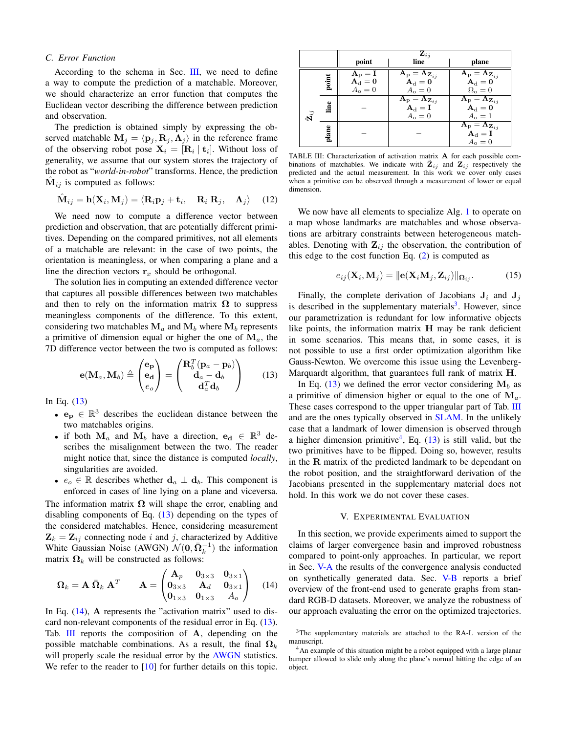### C. Error Function

According to the schema in Sec. III, we need to define a way to compute the prediction of a matchable. Moreover, we should characterize an error function that computes the Euclidean vector describing the difference between prediction and observation.

The prediction is obtained simply by expressing the observed matchable $\mathbf{M}_j = \langle \mathbf{p}_j, \mathbf{R}_j, \mathbf{\Lambda}_j \rangle$ in the reference frame of the observing robot pose $\mathbf{X}_i = [\mathbf{R}_i \mid \mathbf{t}_i]$. Without loss of generality, we assume that our system stores the trajectory of the robot as "*world-in-robot*" transforms. Hence, the prediction $\hat{\mathbf{M}}_{ij}$ is computed as follows:

$$\hat{\mathbf{M}}_{ij} = \mathbf{h}(\mathbf{X}_i, \mathbf{M}_j) = \langle \mathbf{R}_i \mathbf{p}_j + \mathbf{t}_i, \quad \mathbf{R}_i\, \mathbf{R}_j, \quad \mathbf{\Lambda}_j \rangle \qquad (12)$$

We need now to compute a difference vector between prediction and observation, that are potentially different primitives. Depending on the compared primitives, not all elements of a matchable are relevant: in the case of two points, the orientation is meaningless, or when comparing a plane and a line the direction vectors $\mathbf{r}_x$ should be orthogonal.

The solution lies in computing an extended difference vector that captures all possible differences between two matchables and then to rely on the information matrix $\mathbf{\Omega}$ to suppress meaningless components of the difference. To this extent, considering two matchables $\mathbf{M}_a$ and $\mathbf{M}_b$ where $\mathbf{M}_b$ represents a primitive of dimension equal or higher the one of $\mathbf{M}_a$, the 7D difference vector between the two is computed as follows:

$$\mathbf{e}(\mathbf{M}_a, \mathbf{M}_b) \triangleq \begin{pmatrix} \mathbf{e_p} \\ \mathbf{e_d} \\ e_o \end{pmatrix} = \begin{pmatrix} \mathbf{R}_b^T(\mathbf{p}_a - \mathbf{p}_b) \\ \mathbf{d}_a - \mathbf{d}_b \\ \mathbf{d}_a^T \mathbf{d}_b \end{pmatrix} \qquad (13)$$

In Eq. (13)

- $\mathbf{e_p} \in \mathbb{R}^3$ describes the euclidean distance between the two matchables origins.
- if both $\mathbf{M}_a$ and $\mathbf{M}_b$ have a direction, $\mathbf{e_d} \in \mathbb{R}^3$ describes the misalignment between the two. The reader might notice that, since the distance is computed *locally*, singularities are avoided.
- $e_o \in \mathbb{R}$ describes whether $\mathbf{d}_a \perp \mathbf{d}_b$. This component is enforced in cases of line lying on a plane and viceversa.

The information matrix $\mathbf{\Omega}$ will shape the error, enabling and disabling components of Eq. (13) depending on the types of the considered matchables. Hence, considering measurement $\mathbf{Z}_k = \mathbf{Z}_{ij}$ connecting node $i$ and $j$, characterized by Additive White Gaussian Noise (AWGN) $\mathcal{N}(\mathbf{0}, \bar{\mathbf{\Omega}}_k^{-1})$ the information matrix $\mathbf{\Omega}_k$ will be constructed as follows:

$$\mathbf{\Omega}_k = \mathbf{A}\; \bar{\mathbf{\Omega}}_k\; \mathbf{A}^T \qquad \mathbf{A} = \begin{pmatrix} \mathbf{A}_p & \mathbf{0}_{3\times3} & \mathbf{0}_{3\times1} \\ \mathbf{0}_{3\times3} & \mathbf{A}_d & \mathbf{0}_{3\times1} \\ \mathbf{0}_{1\times3} & \mathbf{0}_{1\times3} & A_o \end{pmatrix} \qquad (14)$$

In Eq. (14), $\mathbf{A}$ represents the "activation matrix" used to discard non-relevant components of the residual error in Eq. (13). Tab. III reports the composition of $\mathbf{A}$, depending on the possible matchable combinations. As a result, the final $\mathbf{\Omega}_k$ will properly scale the residual error by the AWGN statistics. We refer to the reader to [10] for further details on this topic.

| $\hat{\mathbf{Z}}_{ij}$ \ $\mathbf{Z}_{ij}$ | point | line | plane |
|---|---|---|---|
| **point** | $\mathbf{A}_p = \mathbf{I}$, $\mathbf{A}_d = \mathbf{0}$, $A_o = 0$ | $\mathbf{A}_p = \mathbf{\Lambda}_{\mathbf{Z}_{ij}}$, $\mathbf{A}_d = \mathbf{0}$, $A_o = 0$ | $\mathbf{A}_p = \mathbf{\Lambda}_{\mathbf{Z}_{ij}}$, $\mathbf{A}_d = \mathbf{0}$, $\Omega_o = 0$ |
| **line** | – | $\mathbf{A}_p = \mathbf{\Lambda}_{\mathbf{Z}_{ij}}$, $\mathbf{A}_d = \mathbf{I}$, $A_o = 0$ | $\mathbf{A}_p = \mathbf{\Lambda}_{\mathbf{Z}_{ij}}$, $\mathbf{A}_d = \mathbf{0}$, $A_o = 1$ |
| **plane** | – | – | $\mathbf{A}_p = \mathbf{\Lambda}_{\mathbf{Z}_{ij}}$, $\mathbf{A}_d = \mathbf{I}$, $A_o = 0$ |

TABLE III: Characterization of activation matrix $\mathbf{A}$ for each possible combinations of matchables. We indicate with $\hat{\mathbf{Z}}_{ij}$ and $\mathbf{Z}_{ij}$ respectively the predicted and the actual measurement. In this work we cover only cases when a primitive can be observed through a measurement of lower or equal dimension.

We now have all elements to specialize Alg. 1 to operate on a map whose landmarks are matchables and whose observations are arbitrary constraints between heterogeneous matchables. Denoting with $\mathbf{Z}_{ij}$ the observation, the contribution of this edge to the cost function Eq. (2) is computed as

$$e_{ij}(\mathbf{X}_i, \mathbf{M}_j) = \|\mathbf{e}(\mathbf{X}_i \mathbf{M}_j, \mathbf{Z}_{ij})\|_{\mathbf{\Omega}_{ij}}. \qquad (15)$$

Finally, the complete derivation of Jacobians $\mathbf{J}_i$ and $\mathbf{J}_j$ is described in the supplementary materials[3]. However, since our parametrization is redundant for low informative objects like points, the information matrix $\mathbf{H}$ may be rank deficient in some scenarios. This means that, in some cases, it is not possible to use a first order optimization algorithm like Gauss-Newton. We overcome this issue using the Levenberg-Marquardt algorithm, that guarantees full rank of matrix $\mathbf{H}$.

In Eq. (13) we defined the error vector considering $\mathbf{M}_b$ as a primitive of dimension higher or equal to the one of $\mathbf{M}_a$. These cases correspond to the upper triangular part of Tab. III and are the ones typically observed in SLAM. In the unlikely case that a landmark of lower dimension is observed through a higher dimension primitive[4], Eq. (13) is still valid, but the two primitives have to be flipped. Doing so, however, results in the $\mathbf{R}$ matrix of the predicted landmark to be dependant on the robot position, and the straightforward derivation of the Jacobians presented in the supplementary material does not hold. In this work we do not cover these cases.

## V. Experimental Evaluation

In this section, we provide experiments aimed to support the claims of larger convergence basin and improved robustness compared to point-only approaches. In particular, we report in Sec. V-A the results of the convergence analysis conducted on synthetically generated data. Sec. V-B reports a brief overview of the front-end used to generate graphs from standard RGB-D datasets. Moreover, we analyze the robustness of our approach evaluating the error on the optimized trajectories.

[3] The supplementary materials are attached to the RA-L version of the manuscript.

[4] An example of this situation might be a robot equipped with a large planar bumper allowed to slide only along the plane's normal hitting the edge of an object.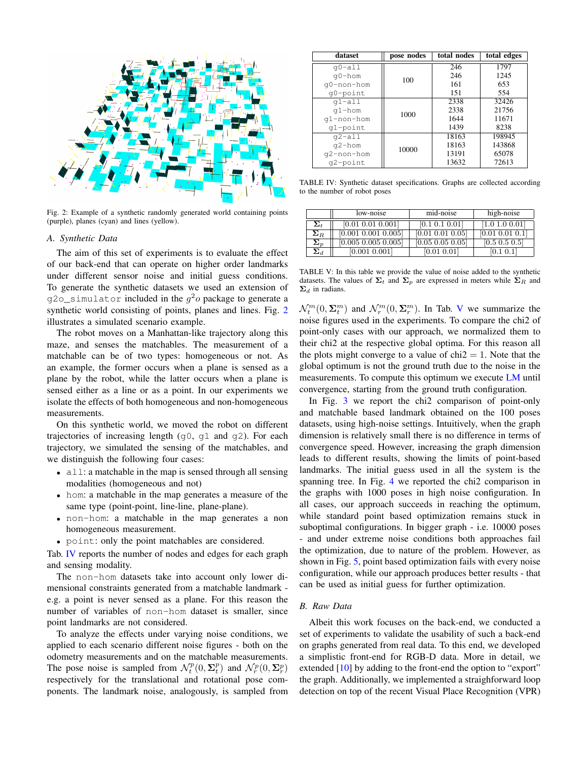Fig. 2: Example of a synthetic randomly generated world containing points (purple), planes (cyan) and lines (yellow).

### A. Synthetic Data

The aim of this set of experiments is to evaluate the effect of our back-end that can operate on higher order landmarks under different sensor noise and initial guess conditions. To generate the synthetic datasets we used an extension of `g2o_simulator` included in the $g^2o$ package to generate a synthetic world consisting of points, planes and lines. Fig. 2 illustrates a simulated scenario example.

The robot moves on a Manhattan-like trajectory along this maze, and senses the matchables. The measurement of a matchable can be of two types: homogeneous or not. As an example, the former occurs when a plane is sensed as a plane by the robot, while the latter occurs when a plane is sensed either as a line or as a point. In our experiments we isolate the effects of both homogeneous and non-homogeneous measurements.

On this synthetic world, we moved the robot on different trajectories of increasing length (`g0`, `g1` and `g2`). For each trajectory, we simulated the sensing of the matchables, and we distinguish the following four cases:

- `all`: a matchable in the map is sensed through all sensing modalities (homogeneous and not)
- `hom`: a matchable in the map generates a measure of the same type (point-point, line-line, plane-plane).
- `non-hom`: a matchable in the map generates a non homogeneous measurement.
- `point`: only the point matchables are considered.

Tab. IV reports the number of nodes and edges for each graph and sensing modality.

The `non-hom` datasets take into account only lower dimensional constraints generated from a matchable landmark - e.g. a point is never sensed as a plane. For this reason the number of variables of `non-hom` dataset is smaller, since point landmarks are not considered.

To analyze the effects under varying noise conditions, we applied to each scenario different noise figures - both on the odometry measurements and on the matchable measurements. The pose noise is sampled from $\mathcal{N}^p_t(0, \mathbf{\Sigma}^p_t)$ and $\mathcal{N}^p_r(0, \mathbf{\Sigma}^p_r)$ respectively for the translational and rotational pose components. The landmark noise, analogously, is sampled from $\mathcal{N}^m_t(0, \mathbf{\Sigma}^m_t)$ and $\mathcal{N}^m_r(0, \mathbf{\Sigma}^m_r)$. In Tab. V we summarize the noise figures used in the experiments. To compare the chi2 of point-only cases with our approach, we normalized them to their chi2 at the respective global optima. For this reason all the plots might converge to a value of chi2 $= 1$. Note that the global optimum is not the ground truth due to the noise in the measurements. To compute this optimum we execute LM until convergence, starting from the ground truth configuration.

| dataset | pose nodes | total nodes | total edges |
|---|---|---|---|
| g0-all | 100 | 246 | 1797 |
| g0-hom | | 246 | 1245 |
| g0-non-hom | | 161 | 653 |
| g0-point | | 151 | 554 |
| g1-all | 1000 | 2338 | 32426 |
| g1-hom | | 2338 | 21756 |
| g1-non-hom | | 1644 | 11671 |
| g1-point | | 1439 | 8238 |
| g2-all | 10000 | 18163 | 198945 |
| g2-hom | | 18163 | 143868 |
| g2-non-hom | | 13191 | 65078 |
| g2-point | | 13632 | 72613 |

TABLE IV: Synthetic dataset specifications. Graphs are collected according to the number of robot poses

| | low-noise | mid-noise | high-noise |
|---|---|---|---|
| $\mathbf{\Sigma}_t$ | [0.01 0.01 0.001] | [0.1 0.1 0.01] | [1.0 1.0 0.01] |
| $\mathbf{\Sigma}_R$ | [0.001 0.001 0.005] | [0.01 0.01 0.05] | [0.01 0.01 0.1] |
| $\mathbf{\Sigma}_p$ | [0.005 0.005 0.005] | [0.05 0.005 0.05] | [0.5 0.5 0.5] |
| $\mathbf{\Sigma}_d$ | [0.001 0.001] | [0.01 0.01] | [0.1 0.1] |

TABLE V: In this table we provide the value of noise added to the synthetic datasets. The values of $\mathbf{\Sigma}_t$ and $\mathbf{\Sigma}_p$ are expressed in meters while $\mathbf{\Sigma}_R$ and $\mathbf{\Sigma}_d$ in radians.

In Fig. 3 we report the chi2 comparison of point-only and matchable based landmark obtained on the 100 poses datasets, using high-noise settings. Intuitively, when the graph dimension is relatively small there is no difference in terms of convergence speed. However, increasing the graph dimension leads to different results, showing the limits of point-based landmarks. The initial guess used in all the system is the spanning tree. In Fig. 4 we reported the chi2 comparison in the graphs with 1000 poses in high noise configuration. In all cases, our approach succeeds in reaching the optimum, while standard point based optimization remains stuck in suboptimal configurations. In bigger graph - i.e. 10000 poses - and under extreme noise conditions both approaches fail the optimization, due to nature of the problem. However, as shown in Fig. 5, point based optimization fails with every noise configuration, while our approach produces better results - that can be used as initial guess for further optimization.

### B. Raw Data

Albeit this work focuses on the back-end, we conducted a set of experiments to validate the usability of such a back-end on graphs generated from real data. To this end, we developed a simplistic front-end for RGB-D data. More in detail, we extended [10] by adding to the front-end the option to "export" the graph. Additionally, we implemented a straighforward loop detection on top of the recent Visual Place Recognition (VPR)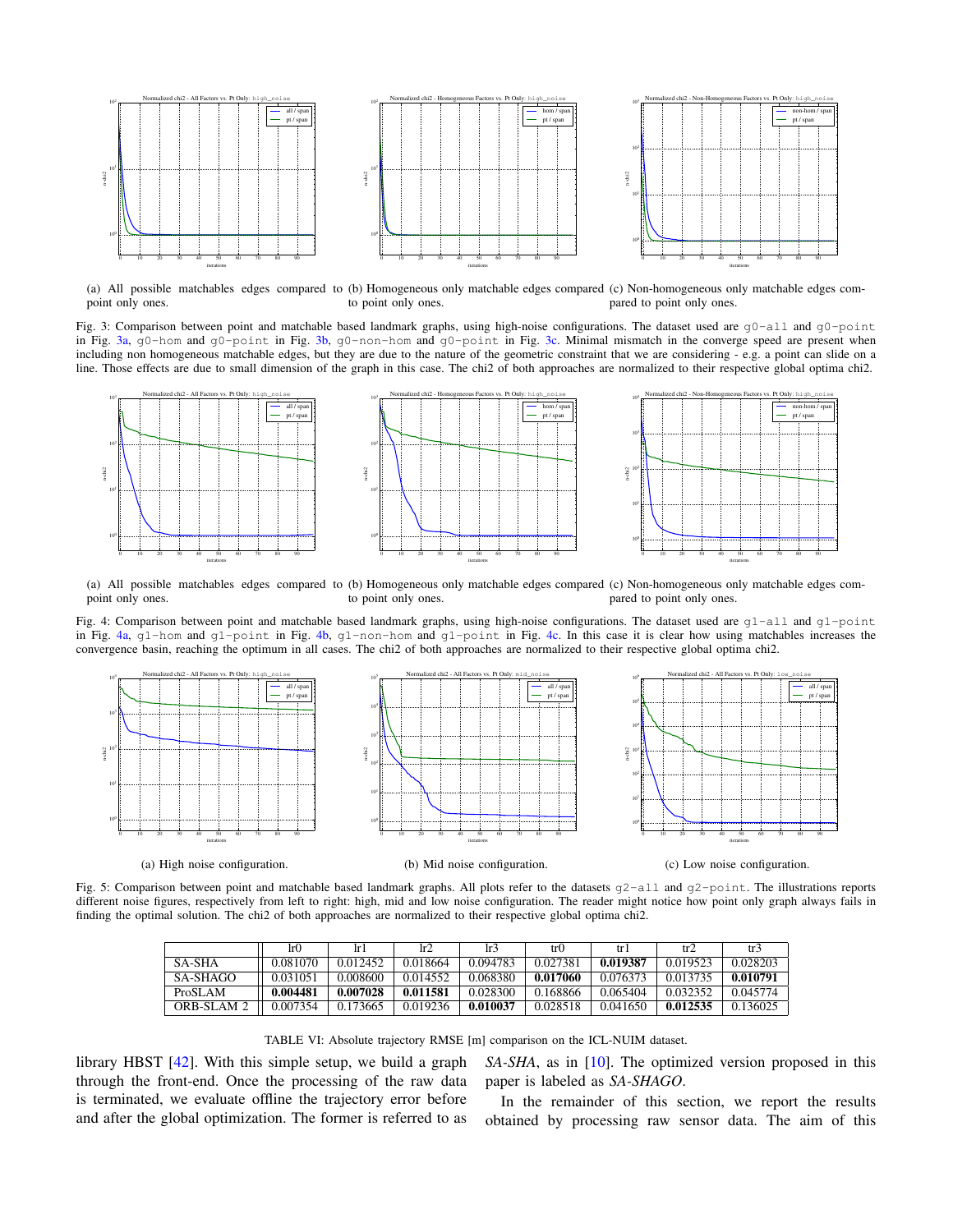(a) All possible matchables edges compared to point only ones.

(b) Homogeneous only matchable edges compared to point only ones.

(c) Non-homogeneous only matchable edges compared to point only ones.

Fig. 3: Comparison between point and matchable based landmark graphs, using high-noise configurations. The dataset used are `g0-all` and `g0-point` in Fig. 3a, `g0-hom` and `g0-point` in Fig. 3b, `g0-non-hom` and `g0-point` in Fig. 3c. Minimal mismatch in the converge speed are present when including non homogeneous matchable edges, but they are due to the nature of the geometric constraint that we are considering - e.g. a point can slide on a line. Those effects are due to small dimension of the graph in this case. The chi2 of both approaches are normalized to their respective global optima chi2.

(a) All possible matchables edges compared to point only ones.

(b) Homogeneous only matchable edges compared to point only ones.

(c) Non-homogeneous only matchable edges compared to point only ones.

Fig. 4: Comparison between point and matchable based landmark graphs, using high-noise configurations. The dataset used are `g1-all` and `g1-point` in Fig. 4a, `g1-hom` and `g1-point` in Fig. 4b, `g1-non-hom` and `g1-point` in Fig. 4c. In this case it is clear how using matchables increases the convergence basin, reaching the optimum in all cases. The chi2 of both approaches are normalized to their respective global optima chi2.

(a) High noise configuration.

(b) Mid noise configuration.

(c) Low noise configuration.

Fig. 5: Comparison between point and matchable based landmark graphs. All plots refer to the datasets `g2-all` and `g2-point`. The illustrations reports different noise figures, respectively from left to right: high, mid and low noise configuration. The reader might notice how point only graph always fails in finding the optimal solution. The chi2 of both approaches are normalized to their respective global optima chi2.

| | lr0 | lr1 | lr2 | lr3 | tr0 | tr1 | tr2 | tr3 |
|---|---|---|---|---|---|---|---|---|
| SA-SHA | 0.081070 | 0.012452 | 0.018664 | 0.094783 | 0.027381 | **0.019387** | 0.019523 | 0.028203 |
| SA-SHAGO | 0.031051 | 0.008600 | 0.014552 | 0.068380 | **0.017060** | 0.076373 | 0.013735 | **0.010791** |
| ProSLAM | **0.004481** | **0.007028** | **0.011581** | 0.028300 | 0.168866 | 0.065404 | 0.032352 | 0.045774 |
| ORB-SLAM 2 | 0.007354 | 0.173665 | 0.019236 | **0.010037** | 0.028518 | 0.041650 | **0.012535** | 0.136025 |

TABLE VI: Absolute trajectory RMSE [m] comparison on the ICL-NUIM dataset.

library HBST [42]. With this simple setup, we build a graph through the front-end. Once the processing of the raw data is terminated, we evaluate offline the trajectory error before and after the global optimization. The former is referred to as *SA-SHA*, as in [10]. The optimized version proposed in this paper is labeled as *SA-SHAGO*.

In the remainder of this section, we report the results obtained by processing raw sensor data. The aim of this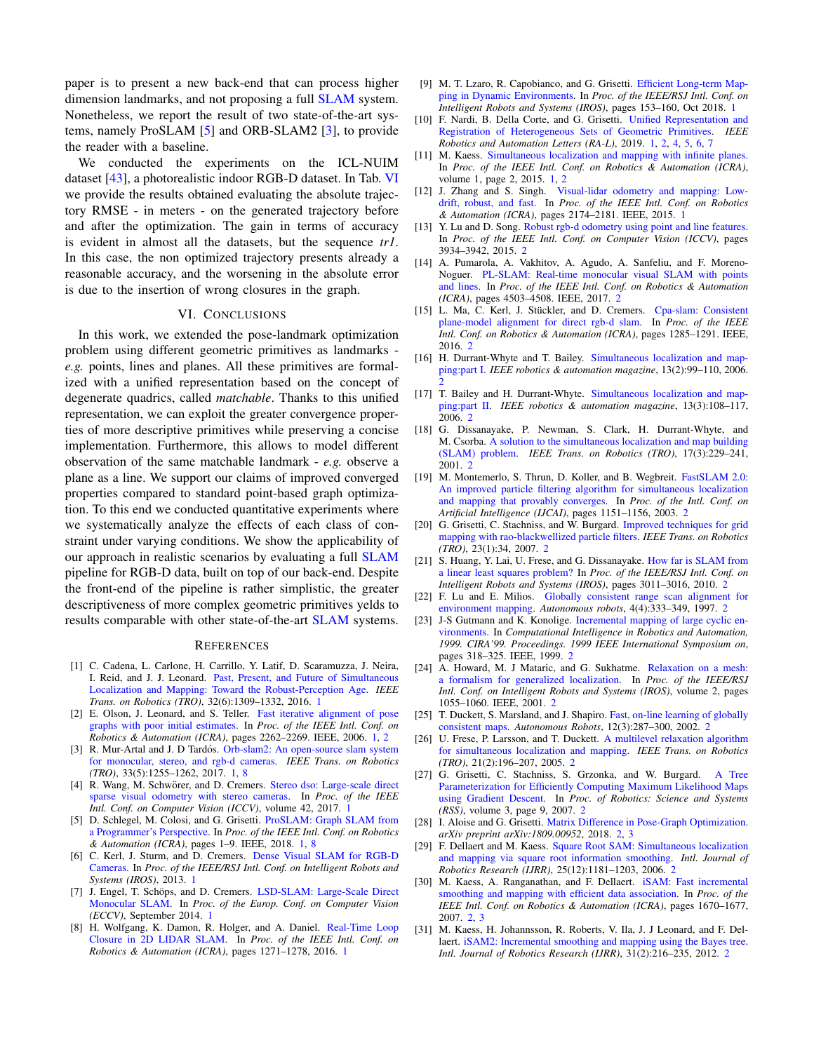paper is to present a new back-end that can process higher dimension landmarks, and not proposing a full SLAM system. Nonetheless, we report the result of two state-of-the-art systems, namely ProSLAM [5] and ORB-SLAM2 [3], to provide the reader with a baseline.

We conducted the experiments on the ICL-NUIM dataset [43], a photorealistic indoor RGB-D dataset. In Tab. VI we provide the results obtained evaluating the absolute trajectory RMSE - in meters - on the generated trajectory before and after the optimization. The gain in terms of accuracy is evident in almost all the datasets, but the sequence *tr1*. In this case, the non optimized trajectory presents already a reasonable accuracy, and the worsening in the absolute error is due to the insertion of wrong closures in the graph.

## VI. Conclusions

In this work, we extended the pose-landmark optimization problem using different geometric primitives as landmarks - *e.g.* points, lines and planes. All these primitives are formalized with a unified representation based on the concept of degenerate quadrics, called *matchable*. Thanks to this unified representation, we can exploit the greater convergence properties of more descriptive primitives while preserving a concise implementation. Furthermore, this allows to model different observation of the same matchable landmark - *e.g.* observe a plane as a line. We support our claims of improved converged properties compared to standard point-based graph optimization. To this end we conducted quantitative experiments where we systematically analyze the effects of each class of constraint under varying conditions. We show the applicability of our approach in realistic scenarios by evaluating a full SLAM pipeline for RGB-D data, built on top of our back-end. Despite the front-end of the pipeline is rather simplistic, the greater descriptiveness of more complex geometric primitives yelds to results comparable with other state-of-the-art SLAM systems.

## References

[1] C. Cadena, L. Carlone, H. Carrillo, Y. Latif, D. Scaramuzza, J. Neira, I. Reid, and J. J. Leonard. Past, Present, and Future of Simultaneous Localization and Mapping: Toward the Robust-Perception Age. *IEEE Trans. on Robotics (TRO)*, 32(6):1309–1332, 2016. 1

[2] E. Olson, J. Leonard, and S. Teller. Fast iterative alignment of pose graphs with poor initial estimates. In *Proc. of the IEEE Intl. Conf. on Robotics & Automation (ICRA)*, pages 2262–2269. IEEE, 2006. 1, 2

[3] R. Mur-Artal and J. D Tardós. Orb-slam2: An open-source slam system for monocular, stereo, and rgb-d cameras. *IEEE Trans. on Robotics (TRO)*, 33(5):1255–1262, 2017. 1, 8

[4] R. Wang, M. Schwörer, and D. Cremers. Stereo dso: Large-scale direct sparse visual odometry with stereo cameras. In *Proc. of the IEEE Intl. Conf. on Computer Vision (ICCV)*, volume 42, 2017. 1

[5] D. Schlegel, M. Colosi, and G. Grisetti. ProSLAM: Graph SLAM from a Programmer's Perspective. In *Proc. of the IEEE Intl. Conf. on Robotics & Automation (ICRA)*, pages 1–9. IEEE, 2018. 1, 8

[6] C. Kerl, J. Sturm, and D. Cremers. Dense Visual SLAM for RGB-D Cameras. In *Proc. of the IEEE/RSJ Intl. Conf. on Intelligent Robots and Systems (IROS)*, 2013. 1

[7] J. Engel, T. Schöps, and D. Cremers. LSD-SLAM: Large-Scale Direct Monocular SLAM. In *Proc. of the Europ. Conf. on Computer Vision (ECCV)*, September 2014. 1

[8] H. Wolfgang, K. Damon, R. Holger, and A. Daniel. Real-Time Loop Closure in 2D LIDAR SLAM. In *Proc. of the IEEE Intl. Conf. on Robotics & Automation (ICRA)*, pages 1271–1278, 2016. 1

[9] M. T. Lzaro, R. Capobianco, and G. Grisetti. Efficient Long-term Mapping in Dynamic Environments. In *Proc. of the IEEE/RSJ Intl. Conf. on Intelligent Robots and Systems (IROS)*, pages 153–160, Oct 2018. 1

[10] F. Nardi, B. Della Corte, and G. Grisetti. Unified Representation and Registration of Heterogeneous Sets of Geometric Primitives. *IEEE Robotics and Automation Letters (RA-L)*, 2019. 1, 2, 4, 5, 6, 7

[11] M. Kaess. Simultaneous localization and mapping with infinite planes. In *Proc. of the IEEE Intl. Conf. on Robotics & Automation (ICRA)*, volume 1, page 2, 2015. 1, 2

[12] J. Zhang and S. Singh. Visual-lidar odometry and mapping: Low-drift, robust, and fast. In *Proc. of the IEEE Intl. Conf. on Robotics & Automation (ICRA)*, pages 2174–2181. IEEE, 2015. 1

[13] Y. Lu and D. Song. Robust rgb-d odometry using point and line features. In *Proc. of the IEEE Intl. Conf. on Computer Vision (ICCV)*, pages 3934–3942, 2015. 2

[14] A. Pumarola, A. Vakhitov, A. Agudo, A. Sanfeliu, and F. Moreno-Noguer. PL-SLAM: Real-time monocular visual SLAM with points and lines. In *Proc. of the IEEE Intl. Conf. on Robotics & Automation (ICRA)*, pages 4503–4508. IEEE, 2017. 2

[15] L. Ma, C. Kerl, J. Stückler, and D. Cremers. Cpa-slam: Consistent plane-model alignment for direct rgb-d slam. In *Proc. of the IEEE Intl. Conf. on Robotics & Automation (ICRA)*, pages 1285–1291. IEEE, 2016. 2

[16] H. Durrant-Whyte and T. Bailey. Simultaneous localization and mapping:part I. *IEEE robotics & automation magazine*, 13(2):99–110, 2006. 2

[17] T. Bailey and H. Durrant-Whyte. Simultaneous localization and mapping:part II. *IEEE robotics & automation magazine*, 13(3):108–117, 2006. 2

[18] G. Dissanayake, P. Newman, S. Clark, H. Durrant-Whyte, and M. Csorba. A solution to the simultaneous localization and map building (SLAM) problem. *IEEE Trans. on Robotics (TRO)*, 17(3):229–241, 2001. 2

[19] M. Montemerlo, S. Thrun, D. Koller, and B. Wegbreit. FastSLAM 2.0: An improved particle filtering algorithm for simultaneous localization and mapping that provably converges. In *Proc. of the Intl. Conf. on Artificial Intelligence (IJCAI)*, pages 1151–1156, 2003. 2

[20] G. Grisetti, C. Stachniss, and W. Burgard. Improved techniques for grid mapping with rao-blackwellized particle filters. *IEEE Trans. on Robotics (TRO)*, 23(1):34, 2007. 2

[21] S. Huang, Y. Lai, U. Frese, and G. Dissanayake. How far is SLAM from a linear least squares problem? In *Proc. of the IEEE/RSJ Intl. Conf. on Intelligent Robots and Systems (IROS)*, pages 3011–3016, 2010. 2

[22] F. Lu and E. Milios. Globally consistent range scan alignment for environment mapping. *Autonomous robots*, 4(4):333–349, 1997. 2

[23] J-S Gutmann and K. Konolige. Incremental mapping of large cyclic environments. In *Computational Intelligence in Robotics and Automation, 1999. CIRA'99. Proceedings. 1999 IEEE International Symposium on*, pages 318–325. IEEE, 1999. 2

[24] A. Howard, M. J Mataric, and G. Sukhatme. Relaxation on a mesh: a formalism for generalized localization. In *Proc. of the IEEE/RSJ Intl. Conf. on Intelligent Robots and Systems (IROS)*, volume 2, pages 1055–1060. IEEE, 2001. 2

[25] T. Duckett, S. Marsland, and J. Shapiro. Fast, on-line learning of globally consistent maps. *Autonomous Robots*, 12(3):287–300, 2002. 2

[26] U. Frese, P. Larsson, and T. Duckett. A multilevel relaxation algorithm for simultaneous localization and mapping. *IEEE Trans. on Robotics (TRO)*, 21(2):196–207, 2005. 2

[27] G. Grisetti, C. Stachniss, S. Grzonka, and W. Burgard. A Tree Parameterization for Efficiently Computing Maximum Likelihood Maps using Gradient Descent. In *Proc. of Robotics: Science and Systems (RSS)*, volume 3, page 9, 2007. 2

[28] I. Aloise and G. Grisetti. Matrix Difference in Pose-Graph Optimization. *arXiv preprint arXiv:1809.00952*, 2018. 2, 3

[29] F. Dellaert and M. Kaess. Square Root SAM: Simultaneous localization and mapping via square root information smoothing. *Intl. Journal of Robotics Research (IJRR)*, 25(12):1181–1203, 2006. 2

[30] M. Kaess, A. Ranganathan, and F. Dellaert. iSAM: Fast incremental smoothing and mapping with efficient data association. In *Proc. of the IEEE Intl. Conf. on Robotics & Automation (ICRA)*, pages 1670–1677, 2007. 2, 3

[31] M. Kaess, H. Johannsson, R. Roberts, V. Ila, J. J Leonard, and F. Dellaert. iSAM2: Incremental smoothing and mapping using the Bayes tree. *Intl. Journal of Robotics Research (IJRR)*, 31(2):216–235, 2012. 2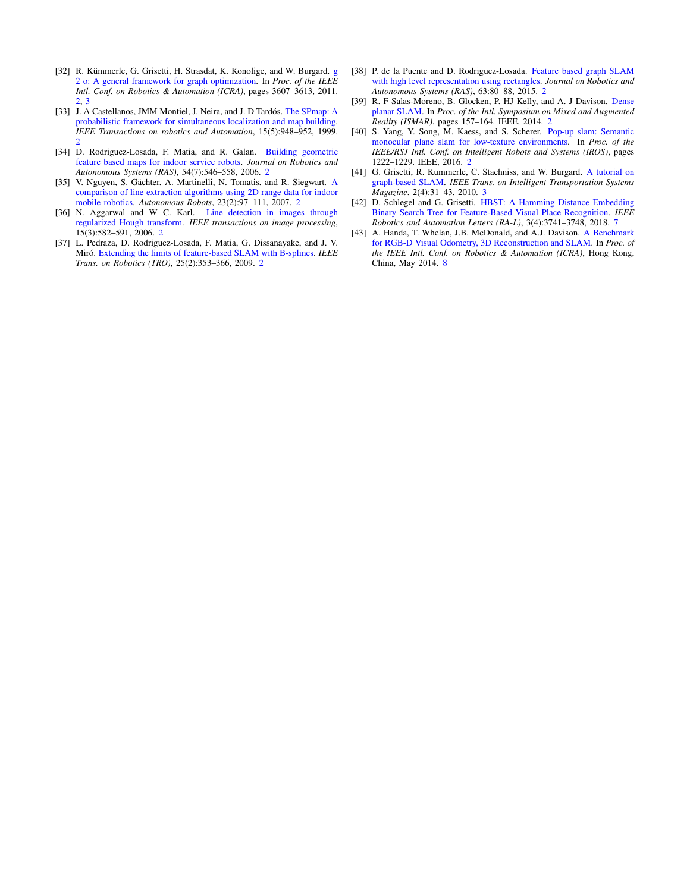[32] R. Kümmerle, G. Grisetti, H. Strasdat, K. Konolige, and W. Burgard. g 2 o: A general framework for graph optimization. In *Proc. of the IEEE Intl. Conf. on Robotics & Automation (ICRA)*, pages 3607–3613, 2011. 2, 3

[33] J. A Castellanos, JMM Montiel, J. Neira, and J. D Tardós. The SPmap: A probabilistic framework for simultaneous localization and map building. *IEEE Transactions on robotics and Automation*, 15(5):948–952, 1999. 2

[34] D. Rodriguez-Losada, F. Matia, and R. Galan. Building geometric feature based maps for indoor service robots. *Journal on Robotics and Autonomous Systems (RAS)*, 54(7):546–558, 2006. 2

[35] V. Nguyen, S. Gächter, A. Martinelli, N. Tomatis, and R. Siegwart. A comparison of line extraction algorithms using 2D range data for indoor mobile robotics. *Autonomous Robots*, 23(2):97–111, 2007. 2

[36] N. Aggarwal and W C. Karl. Line detection in images through regularized Hough transform. *IEEE transactions on image processing*, 15(3):582–591, 2006. 2

[37] L. Pedraza, D. Rodriguez-Losada, F. Matia, G. Dissanayake, and J. V. Miró. Extending the limits of feature-based SLAM with B-splines. *IEEE Trans. on Robotics (TRO)*, 25(2):353–366, 2009. 2

[38] P. de la Puente and D. Rodriguez-Losada. Feature based graph SLAM with high level representation using rectangles. *Journal on Robotics and Autonomous Systems (RAS)*, 63:80–88, 2015. 2

[39] R. F Salas-Moreno, B. Glocken, P. HJ Kelly, and A. J Davison. Dense planar SLAM. In *Proc. of the Intl. Symposium on Mixed and Augmented Reality (ISMAR)*, pages 157–164. IEEE, 2014. 2

[40] S. Yang, Y. Song, M. Kaess, and S. Scherer. Pop-up slam: Semantic monocular plane slam for low-texture environments. In *Proc. of the IEEE/RSJ Intl. Conf. on Intelligent Robots and Systems (IROS)*, pages 1222–1229. IEEE, 2016. 2

[41] G. Grisetti, R. Kummerle, C. Stachniss, and W. Burgard. A tutorial on graph-based SLAM. *IEEE Trans. on Intelligent Transportation Systems Magazine*, 2(4):31–43, 2010. 3

[42] D. Schlegel and G. Grisetti. HBST: A Hamming Distance Embedding Binary Search Tree for Feature-Based Visual Place Recognition. *IEEE Robotics and Automation Letters (RA-L)*, 3(4):3741–3748, 2018. 7

[43] A. Handa, T. Whelan, J.B. McDonald, and A.J. Davison. A Benchmark for RGB-D Visual Odometry, 3D Reconstruction and SLAM. In *Proc. of the IEEE Intl. Conf. on Robotics & Automation (ICRA)*, Hong Kong, China, May 2014. 8